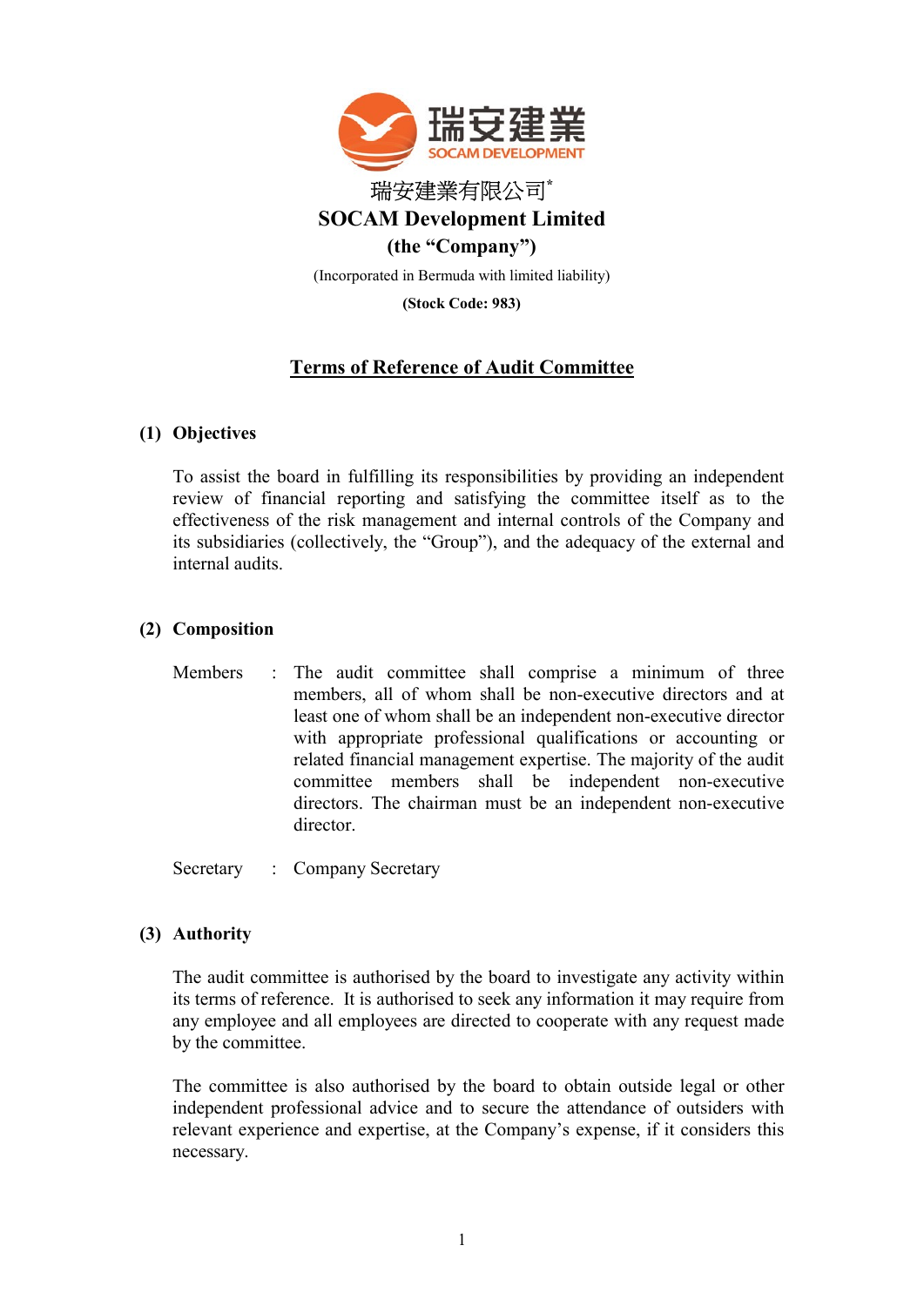瑞安建業有限公司*

**SOCAM Development Limited**

**(the "Company")**

(Incorporated in Bermuda with limited liability)

**(Stock Code: 983)**

# Terms of Reference of Audit Committee

## (1) Objectives

To assist the board in fulfilling its responsibilities by providing an independent review of financial reporting and satisfying the committee itself as to the effectiveness of the risk management and internal controls of the Company and its subsidiaries (collectively, the "Group"), and the adequacy of the external and internal audits.

## (2) Composition

Members : The audit committee shall comprise a minimum of three members, all of whom shall be non-executive directors and at least one of whom shall be an independent non-executive director with appropriate professional qualifications or accounting or related financial management expertise. The majority of the audit committee members shall be independent non-executive directors. The chairman must be an independent non-executive director.

Secretary : Company Secretary

## (3) Authority

The audit committee is authorised by the board to investigate any activity within its terms of reference. It is authorised to seek any information it may require from any employee and all employees are directed to cooperate with any request made by the committee.

The committee is also authorised by the board to obtain outside legal or other independent professional advice and to secure the attendance of outsiders with relevant experience and expertise, at the Company's expense, if it considers this necessary.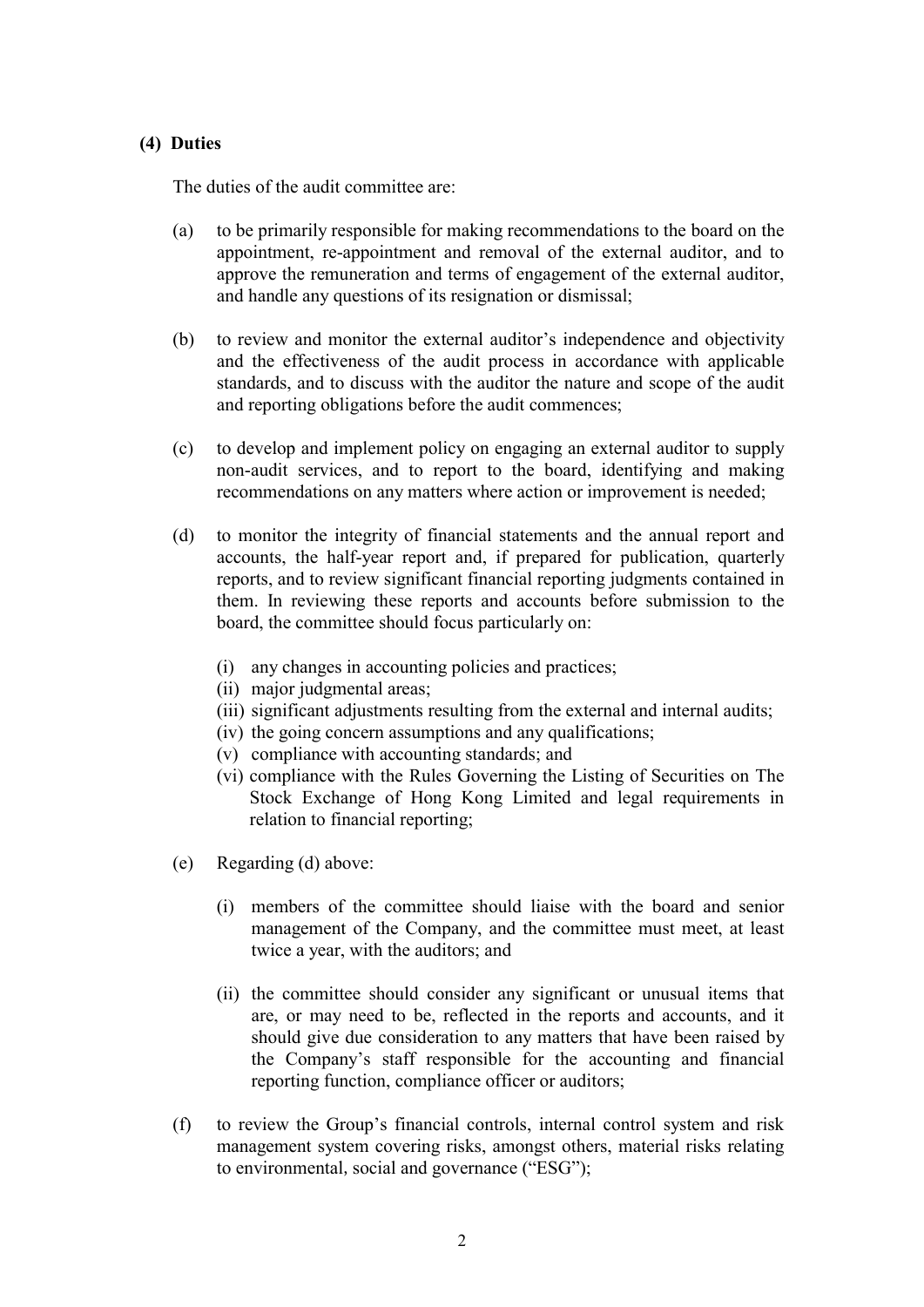**(4) Duties**

The duties of the audit committee are:

(a) to be primarily responsible for making recommendations to the board on the appointment, re-appointment and removal of the external auditor, and to approve the remuneration and terms of engagement of the external auditor, and handle any questions of its resignation or dismissal;

(b) to review and monitor the external auditor's independence and objectivity and the effectiveness of the audit process in accordance with applicable standards, and to discuss with the auditor the nature and scope of the audit and reporting obligations before the audit commences;

(c) to develop and implement policy on engaging an external auditor to supply non-audit services, and to report to the board, identifying and making recommendations on any matters where action or improvement is needed;

(d) to monitor the integrity of financial statements and the annual report and accounts, the half-year report and, if prepared for publication, quarterly reports, and to review significant financial reporting judgments contained in them. In reviewing these reports and accounts before submission to the board, the committee should focus particularly on:

   (i) any changes in accounting policies and practices;
   (ii) major judgmental areas;
   (iii) significant adjustments resulting from the external and internal audits;
   (iv) the going concern assumptions and any qualifications;
   (v) compliance with accounting standards; and
   (vi) compliance with the Rules Governing the Listing of Securities on The Stock Exchange of Hong Kong Limited and legal requirements in relation to financial reporting;

(e) Regarding (d) above:

   (i) members of the committee should liaise with the board and senior management of the Company, and the committee must meet, at least twice a year, with the auditors; and

   (ii) the committee should consider any significant or unusual items that are, or may need to be, reflected in the reports and accounts, and it should give due consideration to any matters that have been raised by the Company's staff responsible for the accounting and financial reporting function, compliance officer or auditors;

(f) to review the Group's financial controls, internal control system and risk management system covering risks, amongst others, material risks relating to environmental, social and governance ("ESG");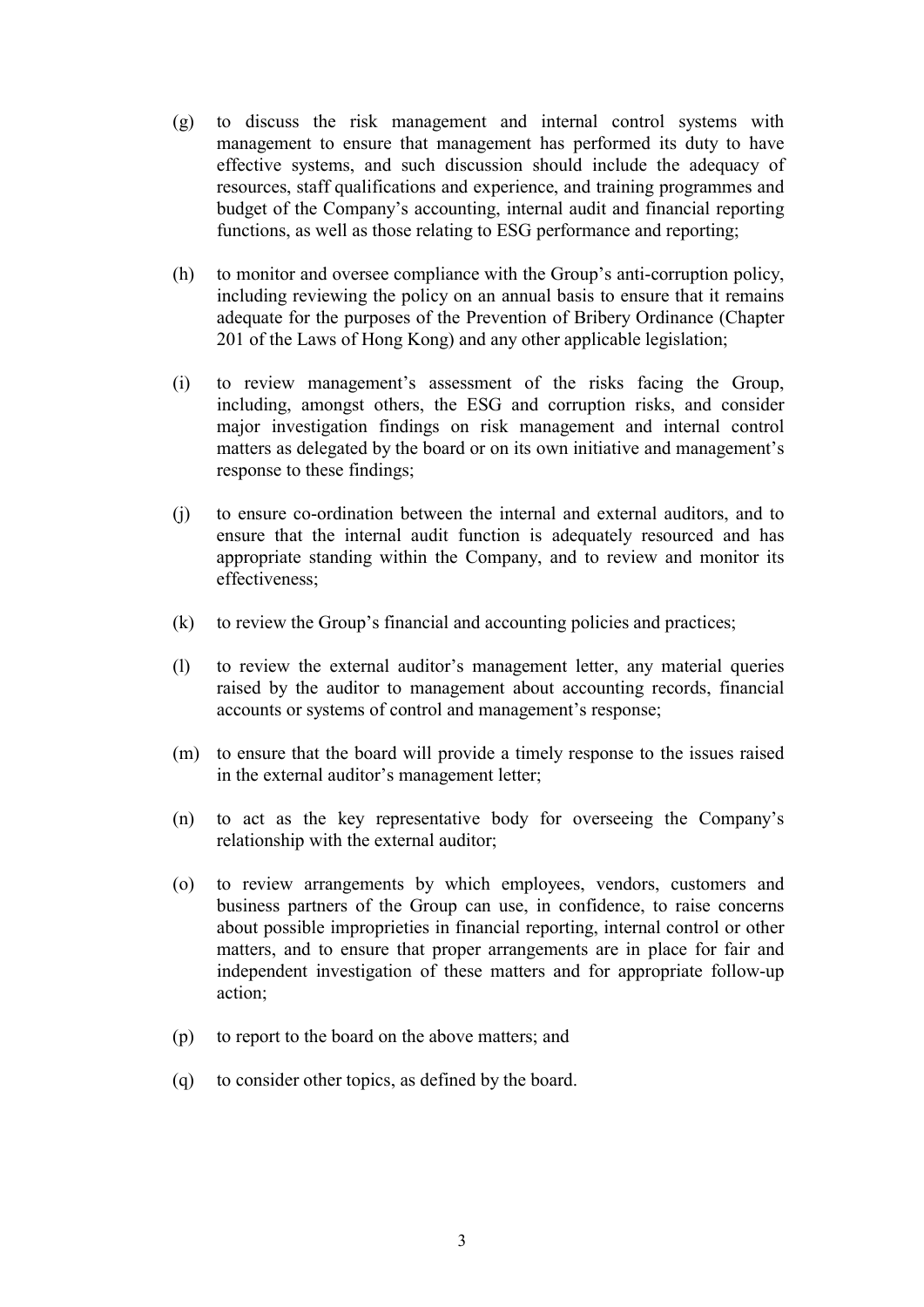(g) to discuss the risk management and internal control systems with management to ensure that management has performed its duty to have effective systems, and such discussion should include the adequacy of resources, staff qualifications and experience, and training programmes and budget of the Company's accounting, internal audit and financial reporting functions, as well as those relating to ESG performance and reporting;

(h) to monitor and oversee compliance with the Group's anti-corruption policy, including reviewing the policy on an annual basis to ensure that it remains adequate for the purposes of the Prevention of Bribery Ordinance (Chapter 201 of the Laws of Hong Kong) and any other applicable legislation;

(i) to review management's assessment of the risks facing the Group, including, amongst others, the ESG and corruption risks, and consider major investigation findings on risk management and internal control matters as delegated by the board or on its own initiative and management's response to these findings;

(j) to ensure co-ordination between the internal and external auditors, and to ensure that the internal audit function is adequately resourced and has appropriate standing within the Company, and to review and monitor its effectiveness;

(k) to review the Group's financial and accounting policies and practices;

(l) to review the external auditor's management letter, any material queries raised by the auditor to management about accounting records, financial accounts or systems of control and management's response;

(m) to ensure that the board will provide a timely response to the issues raised in the external auditor's management letter;

(n) to act as the key representative body for overseeing the Company's relationship with the external auditor;

(o) to review arrangements by which employees, vendors, customers and business partners of the Group can use, in confidence, to raise concerns about possible improprieties in financial reporting, internal control or other matters, and to ensure that proper arrangements are in place for fair and independent investigation of these matters and for appropriate follow-up action;

(p) to report to the board on the above matters; and

(q) to consider other topics, as defined by the board.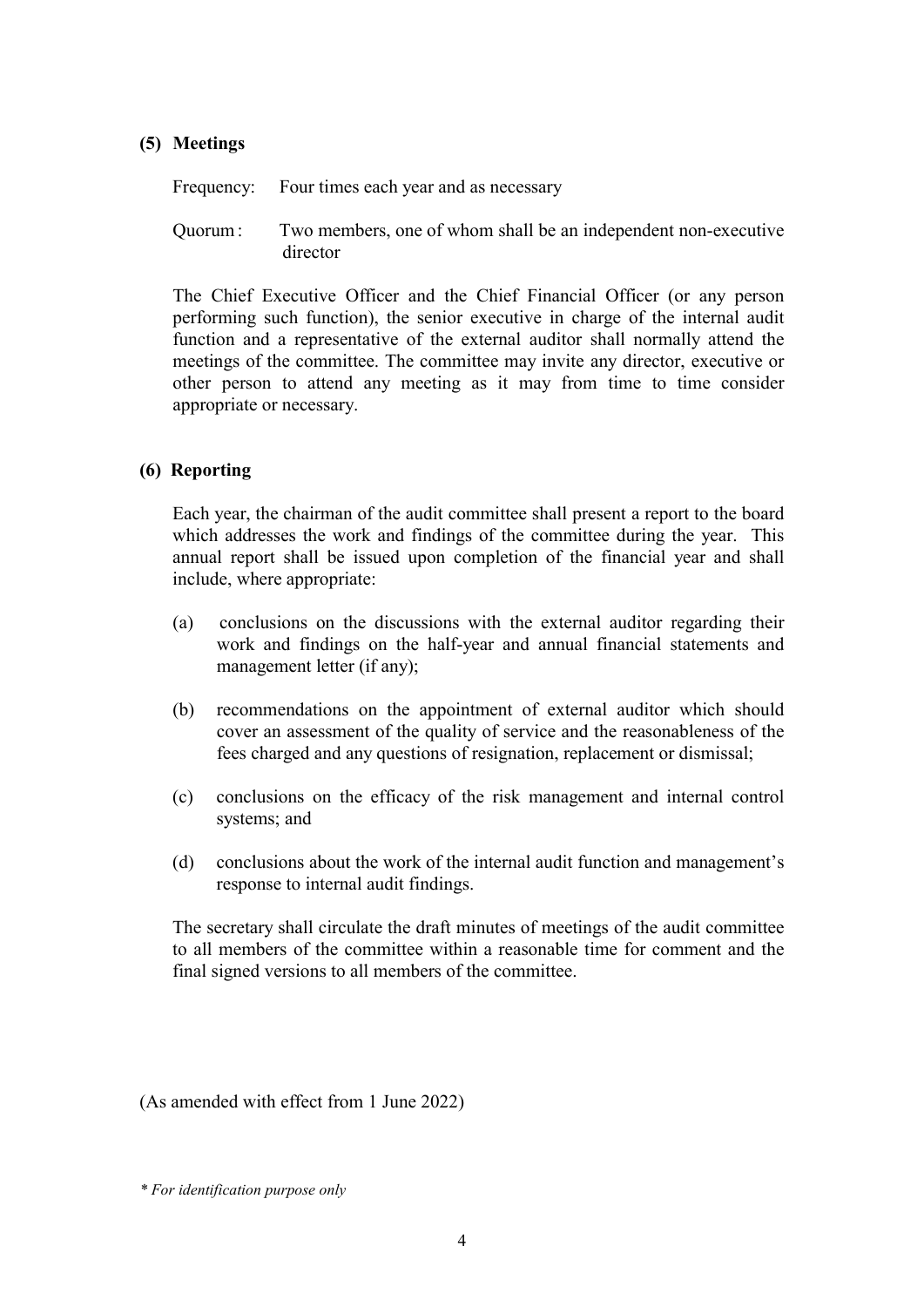**(5) Meetings**

Frequency: Four times each year and as necessary

Quorum: Two members, one of whom shall be an independent non-executive director

The Chief Executive Officer and the Chief Financial Officer (or any person performing such function), the senior executive in charge of the internal audit function and a representative of the external auditor shall normally attend the meetings of the committee. The committee may invite any director, executive or other person to attend any meeting as it may from time to time consider appropriate or necessary.

**(6) Reporting**

Each year, the chairman of the audit committee shall present a report to the board which addresses the work and findings of the committee during the year. This annual report shall be issued upon completion of the financial year and shall include, where appropriate:

(a) conclusions on the discussions with the external auditor regarding their work and findings on the half-year and annual financial statements and management letter (if any);

(b) recommendations on the appointment of external auditor which should cover an assessment of the quality of service and the reasonableness of the fees charged and any questions of resignation, replacement or dismissal;

(c) conclusions on the efficacy of the risk management and internal control systems; and

(d) conclusions about the work of the internal audit function and management's response to internal audit findings.

The secretary shall circulate the draft minutes of meetings of the audit committee to all members of the committee within a reasonable time for comment and the final signed versions to all members of the committee.

(As amended with effect from 1 June 2022)

*\* For identification purpose only*